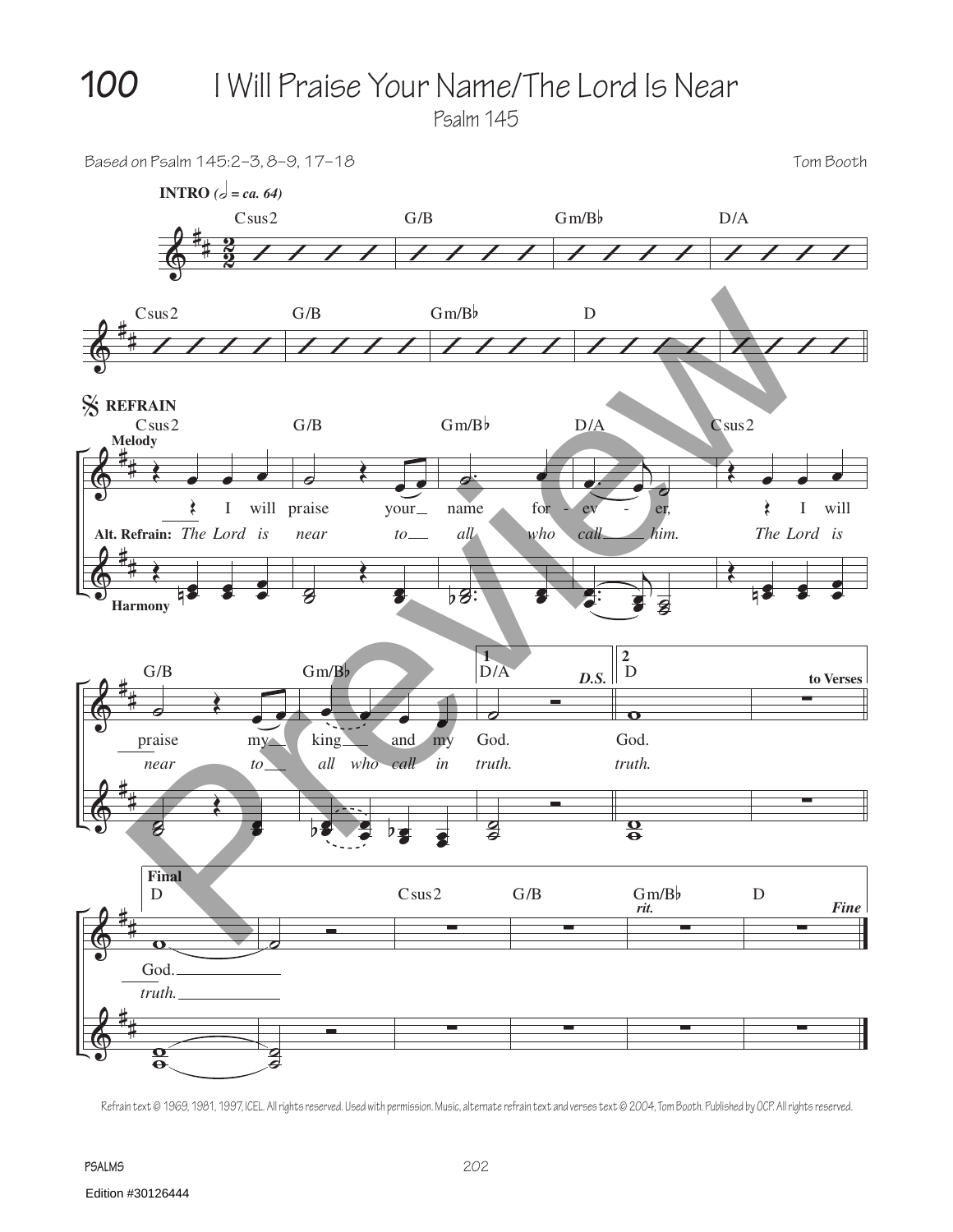# 100 I Will Praise Your Name/The Lord Is Near

Psalm 145

Based on Psalm 145:2–3, 8–9, 17–18

Tom Booth

**INTRO** *(𝅗𝅥 = ca. 64)*

Csus2 G/B Gm/B♭ D/A

Csus2 G/B Gm/B♭ D

𝄋 **REFRAIN**

Csus2 G/B Gm/B♭ D/A Csus2

**Melody**

I will praise your name for - ev - er, I will

**Alt. Refrain:** *The Lord is near to all who call him. The Lord is*

**Harmony**

G/B Gm/B♭ **1** D/A ***D.S.*** **2** D **to Verses**

praise my king and my God. God.

*near to all who call in truth. truth.*

**Final**

D Csus2 G/B Gm/B♭ *rit.* D ***Fine***

God.

*truth.*

Refrain text © 1969, 1981, 1997, ICEL. All rights reserved. Used with permission. Music, alternate refrain text and verses text © 2004, Tom Booth. Published by OCP. All rights reserved.

PSALMS

Edition #30126444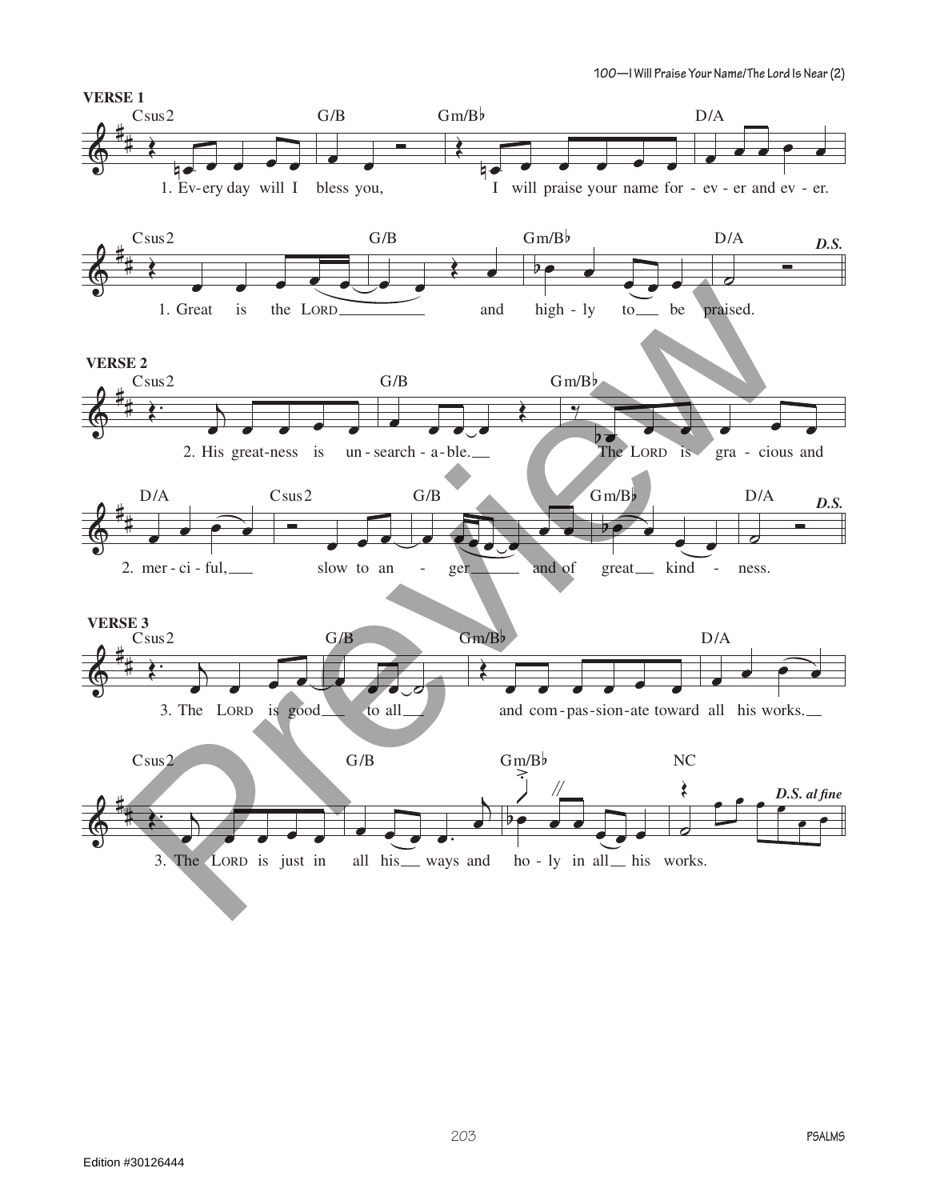**VERSE 1**

Csus2 G/B Gm/B♭ D/A

1. Ev-ery day will I bless you, I will praise your name for - ev - er and ev - er.

Csus2 G/B Gm/B♭ D/A *D.S.*

1. Great is the LORD and high - ly to be praised.

**VERSE 2**

Csus2 G/B Gm/B♭

2. His great-ness is un - search - a - ble. The LORD is gra - cious and

D/A Csus2 G/B Gm/B♭ D/A *D.S.*

2. mer - ci - ful, slow to an - ger and of great kind - ness.

**VERSE 3**

Csus2 G/B Gm/B♭ D/A

3. The LORD is good to all and com - pas - sion - ate toward all his works.

Csus2 G/B Gm/B♭ NC *D.S. al fine*

3. The LORD is just in all his ways and ho - ly in all his works.